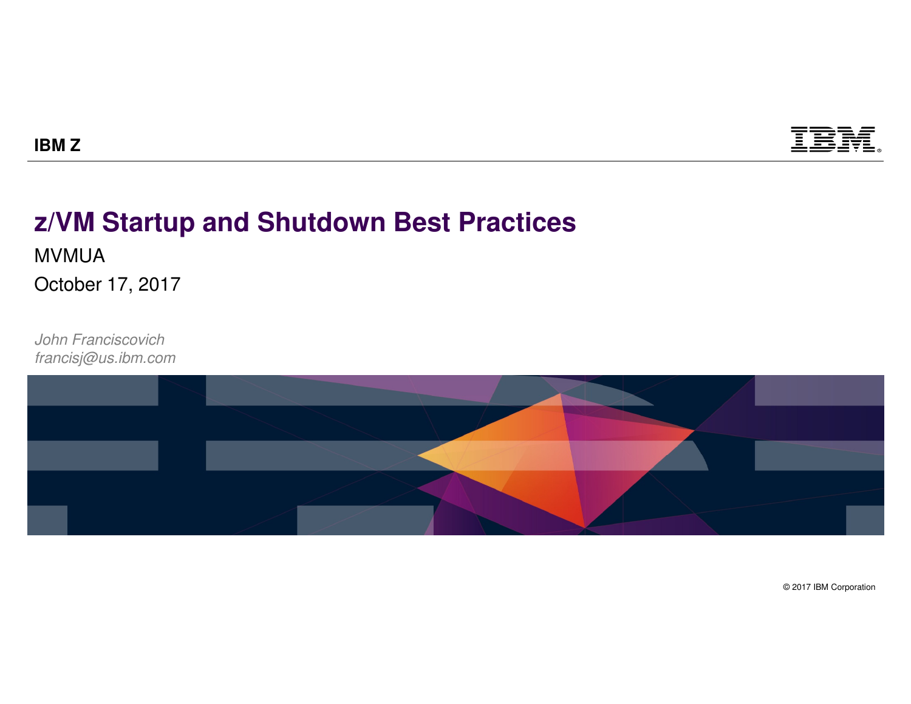IBM Z

# z/VM Startup and Shutdown Best Practices

MVMUA

October 17, 2017

*John Franciscovich*
*francisj@us.ibm.com*

© 2017 IBM Corporation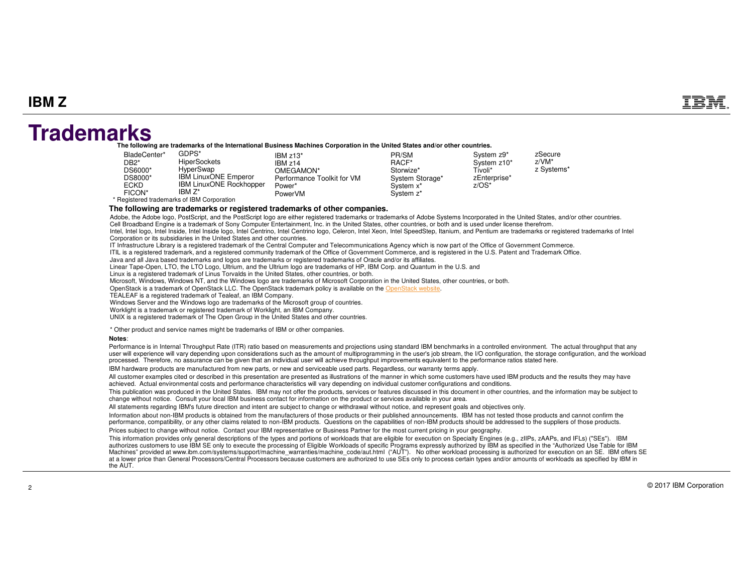# Trademarks

**The following are trademarks of the International Business Machines Corporation in the United States and/or other countries.**

| | | | | | |
|---|---|---|---|---|---|
| BladeCenter* | GDPS* | IBM z13* | PR/SM | System z9* | zSecure |
| DB2* | HiperSockets | IBM z14 | RACF* | System z10* | z/VM* |
| DS6000* | HyperSwap | OMEGAMON* | Storwize* | Tivoli* | z Systems* |
| DS8000* | IBM LinuxONE Emperor | Performance Toolkit for VM | System Storage* | zEnterprise* | |
| ECKD | IBM LinuxONE Rockhopper | Power* | System x* | z/OS* | |
| FICON* | IBM Z* | PowerVM | System z* | | |

* Registered trademarks of IBM Corporation

**The following are trademarks or registered trademarks of other companies.**

Adobe, the Adobe logo, PostScript, and the PostScript logo are either registered trademarks or trademarks of Adobe Systems Incorporated in the United States, and/or other countries.
Cell Broadband Engine is a trademark of Sony Computer Entertainment, Inc. in the United States, other countries, or both and is used under license therefrom.
Intel, Intel logo, Intel Inside, Intel Inside logo, Intel Centrino, Intel Centrino logo, Celeron, Intel Xeon, Intel SpeedStep, Itanium, and Pentium are trademarks or registered trademarks of Intel Corporation or its subsidiaries in the United States and other countries.
IT Infrastructure Library is a registered trademark of the Central Computer and Telecommunications Agency which is now part of the Office of Government Commerce.
ITIL is a registered trademark, and a registered community trademark of the Office of Government Commerce, and is registered in the U.S. Patent and Trademark Office.
Java and all Java based trademarks and logos are trademarks or registered trademarks of Oracle and/or its affiliates.
Linear Tape-Open, LTO, the LTO Logo, Ultrium, and the Ultrium logo are trademarks of HP, IBM Corp. and Quantum in the U.S. and
Linux is a registered trademark of Linus Torvalds in the United States, other countries, or both.
Microsoft, Windows, Windows NT, and the Windows logo are trademarks of Microsoft Corporation in the United States, other countries, or both.
OpenStack is a trademark of OpenStack LLC. The OpenStack trademark policy is available on the OpenStack website.
TEALEAF is a registered trademark of Tealeaf, an IBM Company.
Windows Server and the Windows logo are trademarks of the Microsoft group of countries.
Worklight is a trademark or registered trademark of Worklight, an IBM Company.
UNIX is a registered trademark of The Open Group in the United States and other countries.

* Other product and service names might be trademarks of IBM or other companies.

**Notes**:

Performance is in Internal Throughput Rate (ITR) ratio based on measurements and projections using standard IBM benchmarks in a controlled environment. The actual throughput that any user will experience will vary depending upon considerations such as the amount of multiprogramming in the user's job stream, the I/O configuration, the storage configuration, and the workload processed. Therefore, no assurance can be given that an individual user will achieve throughput improvements equivalent to the performance ratios stated here.

IBM hardware products are manufactured from new parts, or new and serviceable used parts. Regardless, our warranty terms apply.

All customer examples cited or described in this presentation are presented as illustrations of the manner in which some customers have used IBM products and the results they may have achieved. Actual environmental costs and performance characteristics will vary depending on individual customer configurations and conditions.

This publication was produced in the United States. IBM may not offer the products, services or features discussed in this document in other countries, and the information may be subject to change without notice. Consult your local IBM business contact for information on the product or services available in your area.

All statements regarding IBM's future direction and intent are subject to change or withdrawal without notice, and represent goals and objectives only.

Information about non-IBM products is obtained from the manufacturers of those products or their published announcements. IBM has not tested those products and cannot confirm the performance, compatibility, or any other claims related to non-IBM products. Questions on the capabilities of non-IBM products should be addressed to the suppliers of those products.

Prices subject to change without notice. Contact your IBM representative or Business Partner for the most current pricing in your geography.

This information provides only general descriptions of the types and portions of workloads that are eligible for execution on Specialty Engines (e.g., zIIPs, zAAPs, and IFLs) ("SEs"). IBM authorizes customers to use IBM SE only to execute the processing of Eligible Workloads of specific Programs expressly authorized by IBM as specified in the "Authorized Use Table for IBM Machines" provided at www.ibm.com/systems/support/machine_warranties/machine_code/aut.html ("AUT"). No other workload processing is authorized for execution on an SE. IBM offers SE at a lower price than General Processors/Central Processors because customers are authorized to use SEs only to process certain types and/or amounts of workloads as specified by IBM in the AUT.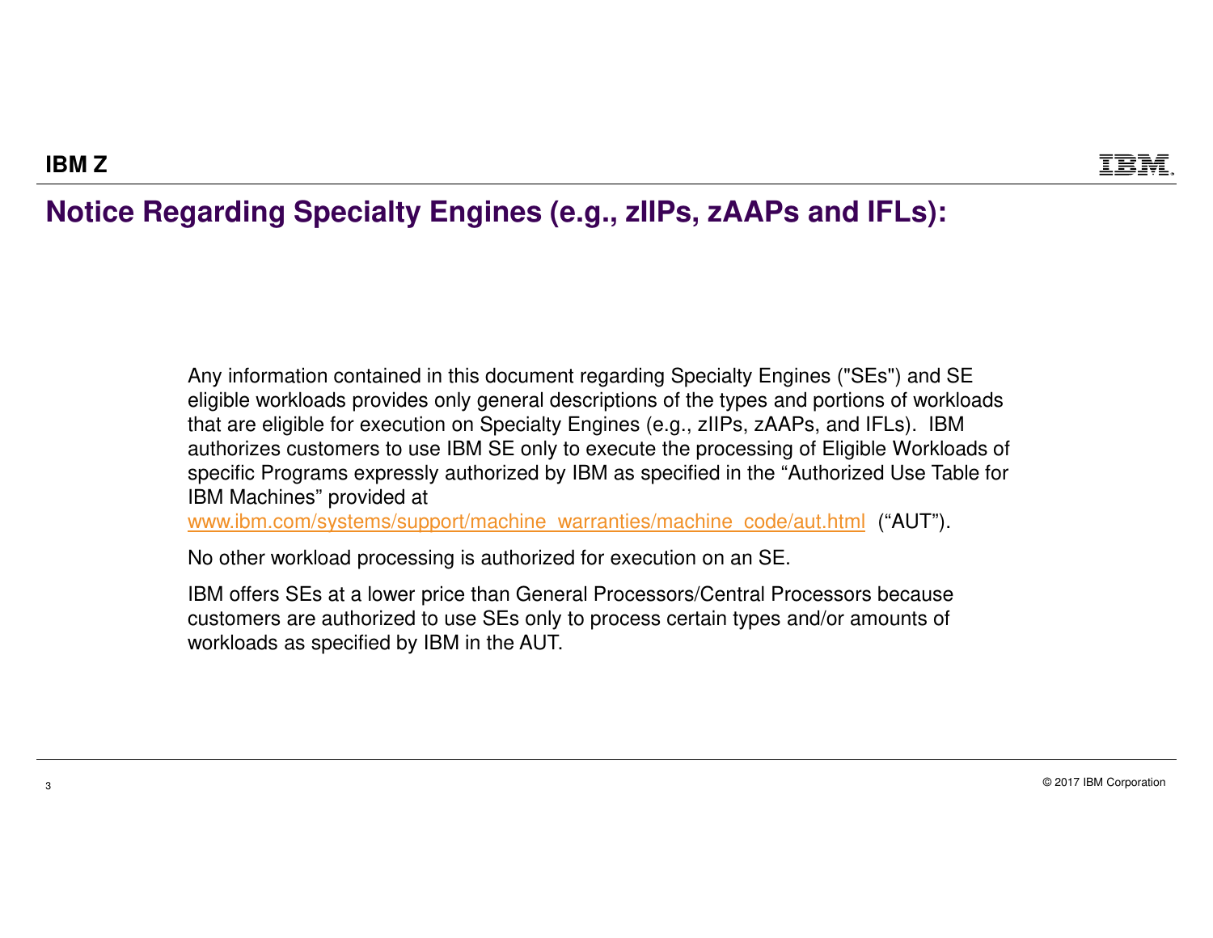# Notice Regarding Specialty Engines (e.g., zIIPs, zAAPs and IFLs):

Any information contained in this document regarding Specialty Engines ("SEs") and SE eligible workloads provides only general descriptions of the types and portions of workloads that are eligible for execution on Specialty Engines (e.g., zIIPs, zAAPs, and IFLs). IBM authorizes customers to use IBM SE only to execute the processing of Eligible Workloads of specific Programs expressly authorized by IBM as specified in the “Authorized Use Table for IBM Machines” provided at www.ibm.com/systems/support/machine_warranties/machine_code/aut.html (“AUT”).

No other workload processing is authorized for execution on an SE.

IBM offers SEs at a lower price than General Processors/Central Processors because customers are authorized to use SEs only to process certain types and/or amounts of workloads as specified by IBM in the AUT.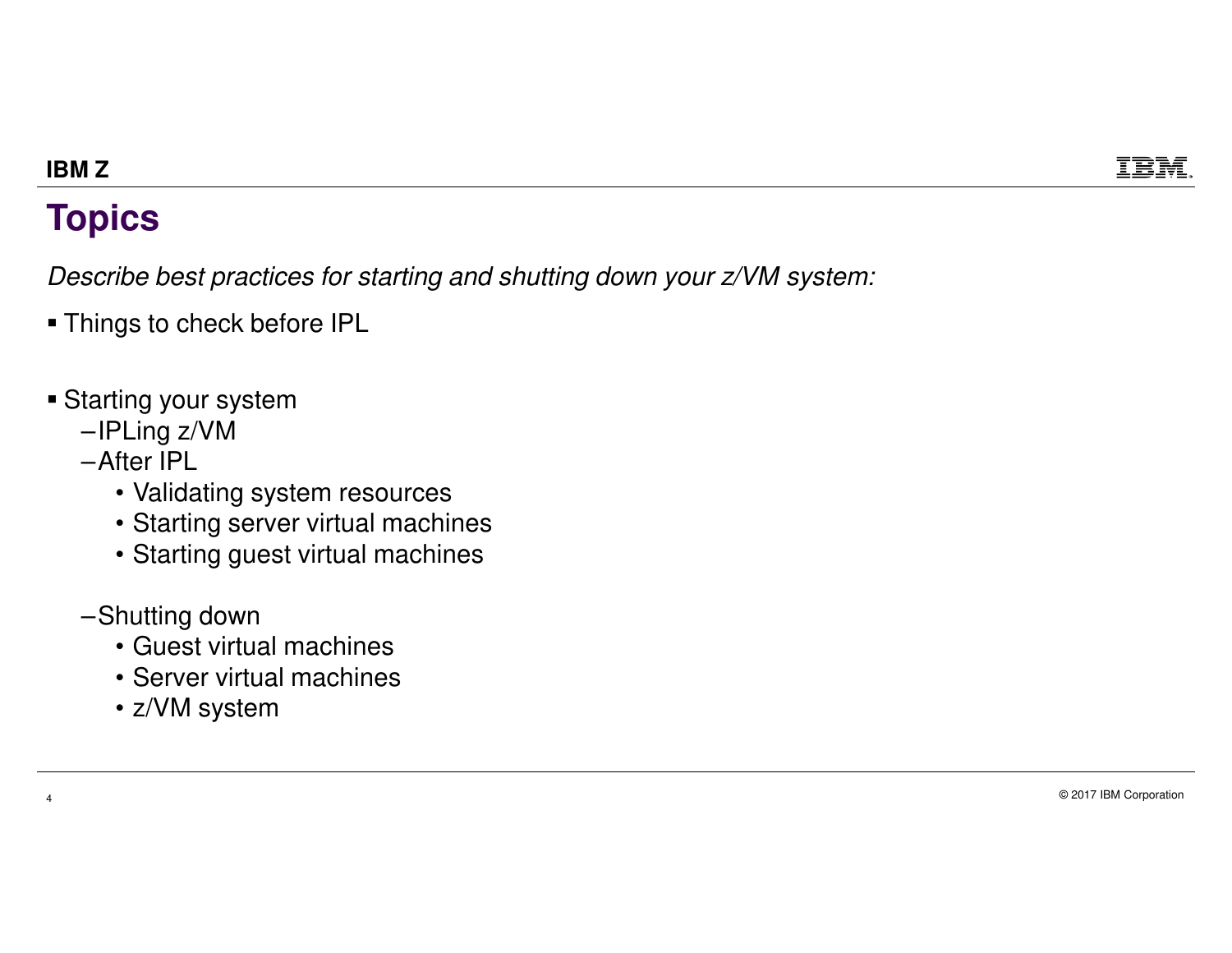# Topics

*Describe best practices for starting and shutting down your z/VM system:*

- Things to check before IPL

- Starting your system
  - IPLing z/VM
  - After IPL
    - Validating system resources
    - Starting server virtual machines
    - Starting guest virtual machines

  - Shutting down
    - Guest virtual machines
    - Server virtual machines
    - z/VM system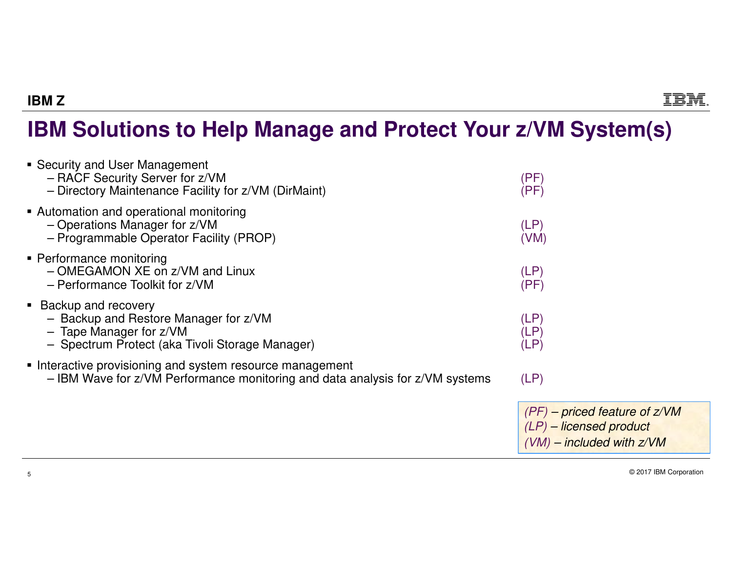# IBM Solutions to Help Manage and Protect Your z/VM System(s)

- Security and User Management
  - RACF Security Server for z/VM (PF)
  - Directory Maintenance Facility for z/VM (DirMaint) (PF)
- Automation and operational monitoring
  - Operations Manager for z/VM (LP)
  - Programmable Operator Facility (PROP) (VM)
- Performance monitoring
  - OMEGAMON XE on z/VM and Linux (LP)
  - Performance Toolkit for z/VM (PF)
- Backup and recovery
  - Backup and Restore Manager for z/VM (LP)
  - Tape Manager for z/VM (LP)
  - Spectrum Protect (aka Tivoli Storage Manager) (LP)
- Interactive provisioning and system resource management
  - IBM Wave for z/VM Performance monitoring and data analysis for z/VM systems (LP)

*(PF) – priced feature of z/VM*
*(LP) – licensed product*
*(VM) – included with z/VM*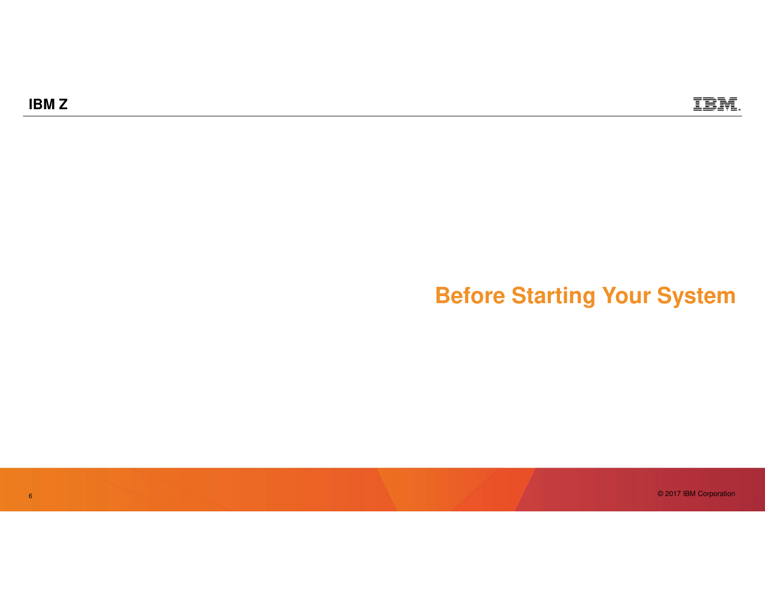# Before Starting Your System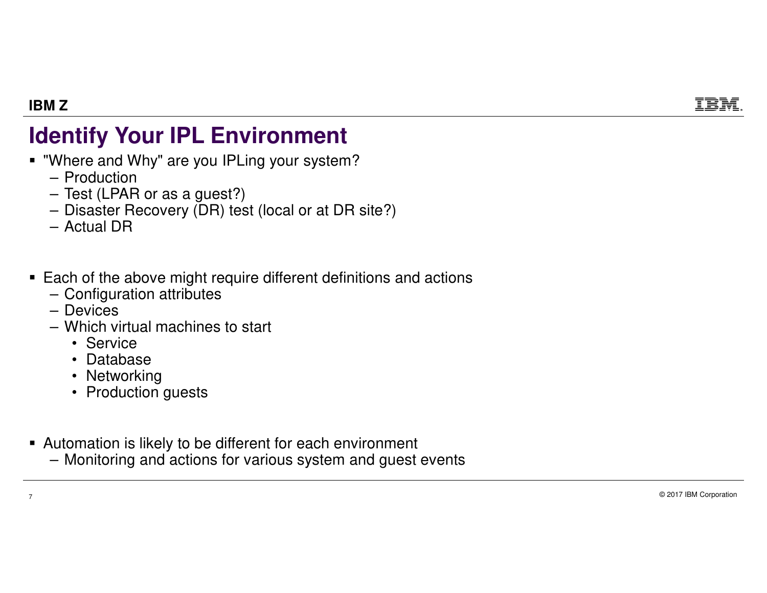# Identify Your IPL Environment

- "Where and Why" are you IPLing your system?
  - Production
  - Test (LPAR or as a guest?)
  - Disaster Recovery (DR) test (local or at DR site?)
  - Actual DR

- Each of the above might require different definitions and actions
  - Configuration attributes
  - Devices
  - Which virtual machines to start
    - Service
    - Database
    - Networking
    - Production guests

- Automation is likely to be different for each environment
  - Monitoring and actions for various system and guest events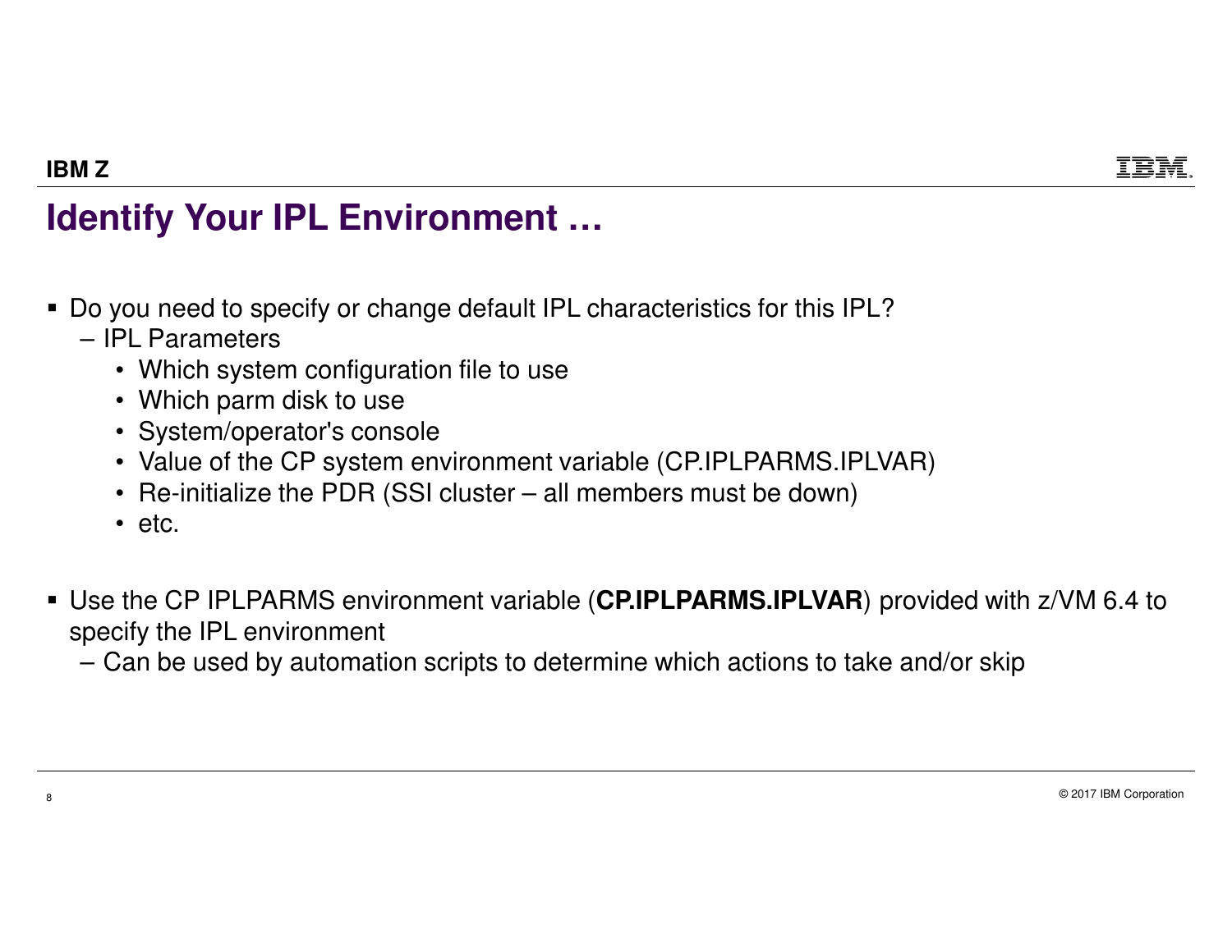# Identify Your IPL Environment …

- Do you need to specify or change default IPL characteristics for this IPL?
  - IPL Parameters
    - Which system configuration file to use
    - Which parm disk to use
    - System/operator's console
    - Value of the CP system environment variable (CP.IPLPARMS.IPLVAR)
    - Re-initialize the PDR (SSI cluster – all members must be down)
    - etc.

- Use the CP IPLPARMS environment variable (**CP.IPLPARMS.IPLVAR**) provided with z/VM 6.4 to specify the IPL environment
  - Can be used by automation scripts to determine which actions to take and/or skip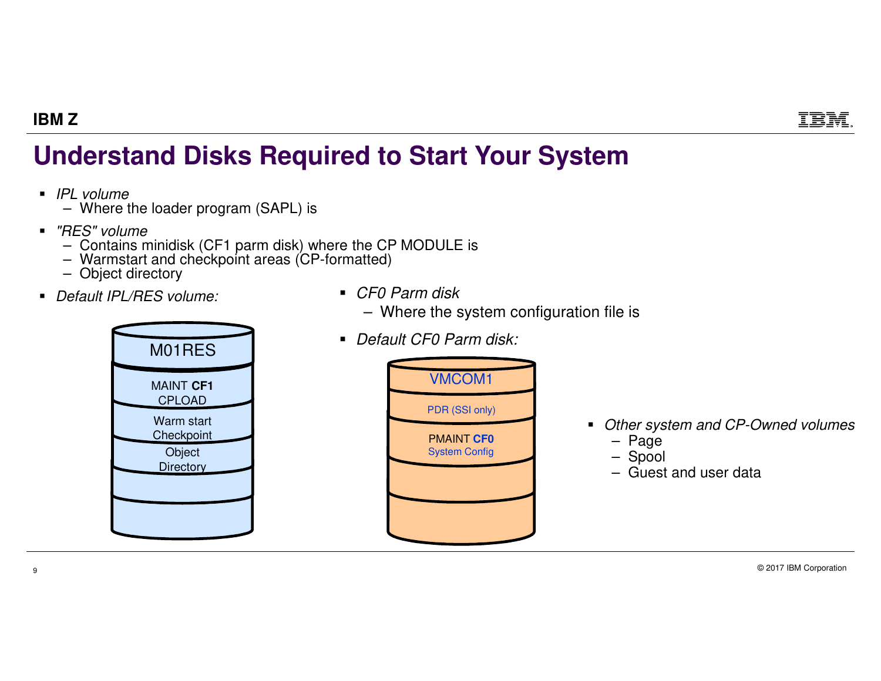# Understand Disks Required to Start Your System

- *IPL volume*
  - Where the loader program (SAPL) is
- *"RES" volume*
  - Contains minidisk (CF1 parm disk) where the CP MODULE is
  - Warmstart and checkpoint areas (CP-formatted)
  - Object directory
- *Default IPL/RES volume:*

M01RES

MAINT **CF1**
CPLOAD

Warm start
Checkpoint

Object
Directory

- *CF0 Parm disk*
  - Where the system configuration file is
- *Default CF0 Parm disk:*

VMCOM1

PDR (SSI only)

PMAINT **CF0**
System Config

- *Other system and CP-Owned volumes*
  - Page
  - Spool
  - Guest and user data

© 2017 IBM Corporation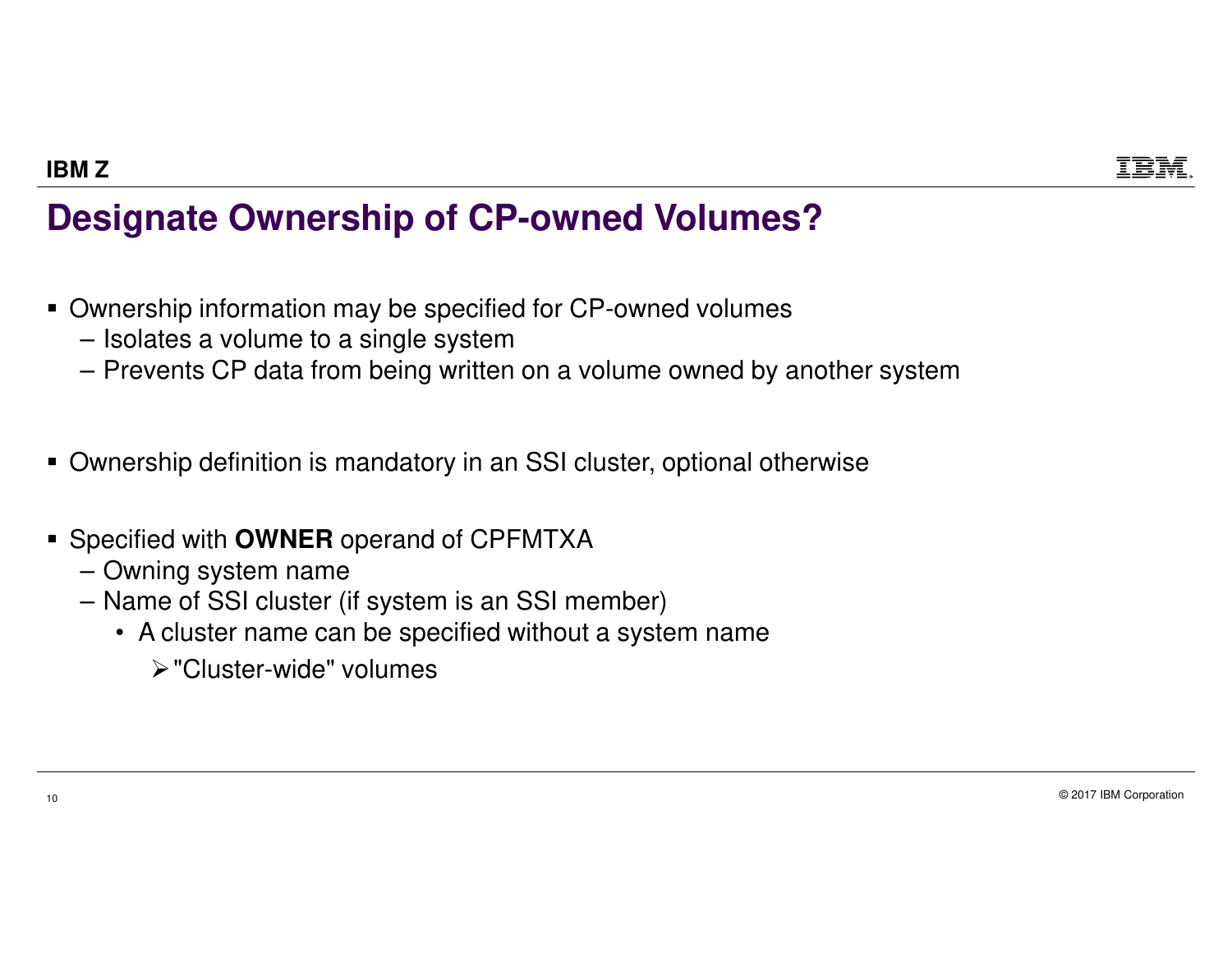# Designate Ownership of CP-owned Volumes?

- Ownership information may be specified for CP-owned volumes
  - Isolates a volume to a single system
  - Prevents CP data from being written on a volume owned by another system

- Ownership definition is mandatory in an SSI cluster, optional otherwise

- Specified with **OWNER** operand of CPFMTXA
  - Owning system name
  - Name of SSI cluster (if system is an SSI member)
    - A cluster name can be specified without a system name
      - "Cluster-wide" volumes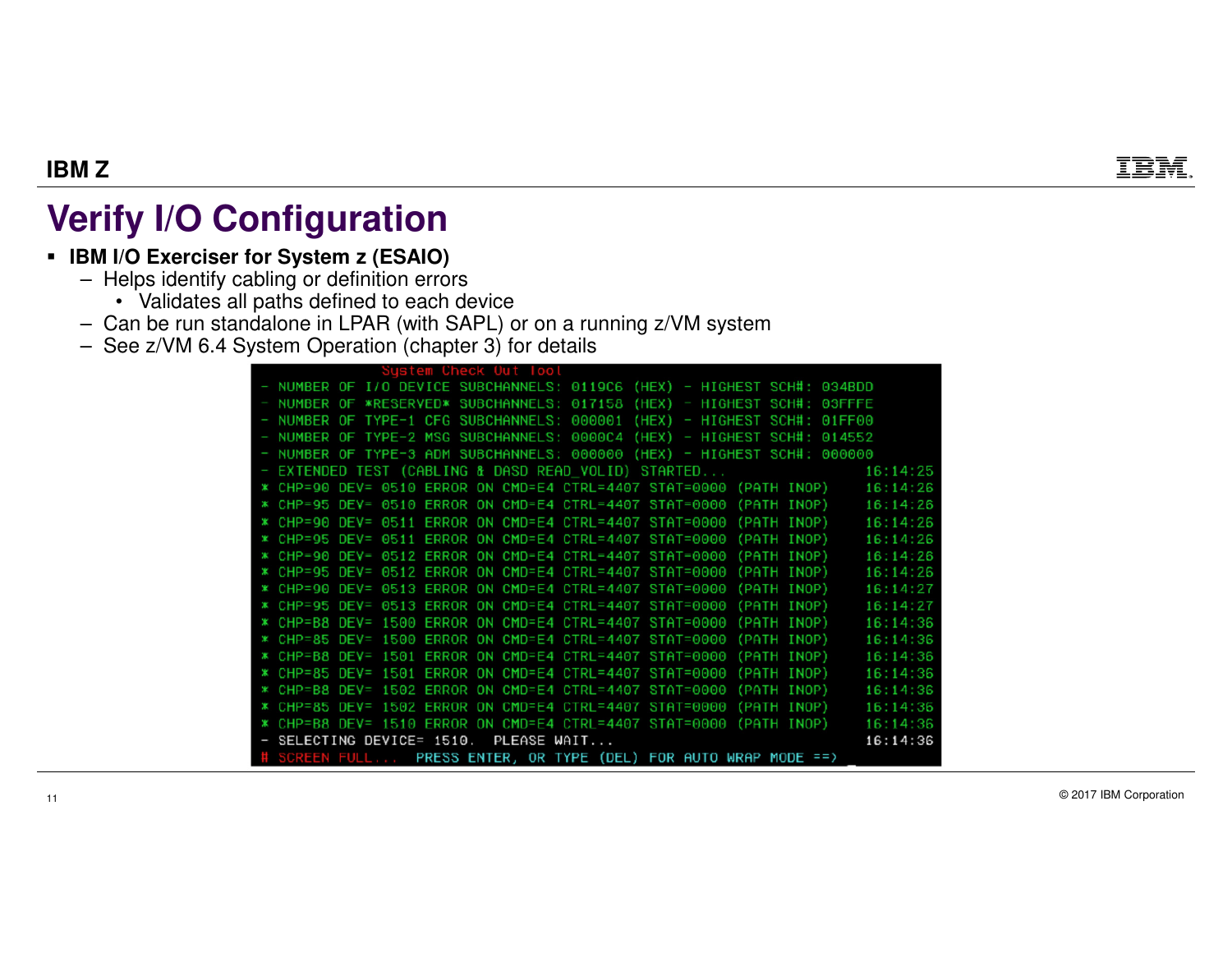# Verify I/O Configuration

- **IBM I/O Exerciser for System z (ESAIO)**
  - Helps identify cabling or definition errors
    - Validates all paths defined to each device
  - Can be run standalone in LPAR (with SAPL) or on a running z/VM system
  - See z/VM 6.4 System Operation (chapter 3) for details

```
                  System Check Out Tool
- NUMBER OF I/O DEVICE SUBCHANNELS: 0119C6 (HEX) - HIGHEST SCH#: 034BDD
- NUMBER OF *RESERVED* SUBCHANNELS: 017158 (HEX) - HIGHEST SCH#: 03FFFE
- NUMBER OF TYPE-1 CFG SUBCHANNELS: 000001 (HEX) - HIGHEST SCH#: 01FF00
- NUMBER OF TYPE-2 MSG SUBCHANNELS: 0000C4 (HEX) - HIGHEST SCH#: 014552
- NUMBER OF TYPE-3 ADM SUBCHANNELS: 000000 (HEX) - HIGHEST SCH#: 000000
- EXTENDED TEST (CABLING & DASD READ_VOLID) STARTED...                16:14:25
* CHP=90 DEV= 0510 ERROR ON CMD=E4 CTRL=4407 STAT=0000 (PATH INOP)    16:14:26
* CHP=95 DEV= 0510 ERROR ON CMD=E4 CTRL=4407 STAT=0000 (PATH INOP)    16:14:26
* CHP=90 DEV= 0511 ERROR ON CMD=E4 CTRL=4407 STAT=0000 (PATH INOP)    16:14:26
* CHP=95 DEV= 0511 ERROR ON CMD=E4 CTRL=4407 STAT=0000 (PATH INOP)    16:14:26
* CHP=90 DEV= 0512 ERROR ON CMD=E4 CTRL=4407 STAT=0000 (PATH INOP)    16:14:26
* CHP=95 DEV= 0512 ERROR ON CMD=E4 CTRL=4407 STAT=0000 (PATH INOP)    16:14:26
* CHP=90 DEV= 0513 ERROR ON CMD=E4 CTRL=4407 STAT=0000 (PATH INOP)    16:14:27
* CHP=95 DEV= 0513 ERROR ON CMD=E4 CTRL=4407 STAT=0000 (PATH INOP)    16:14:27
* CHP=B8 DEV= 1500 ERROR ON CMD=E4 CTRL=4407 STAT=0000 (PATH INOP)    16:14:36
* CHP=85 DEV= 1500 ERROR ON CMD=E4 CTRL=4407 STAT=0000 (PATH INOP)    16:14:36
* CHP=B8 DEV= 1501 ERROR ON CMD=E4 CTRL=4407 STAT=0000 (PATH INOP)    16:14:36
* CHP=85 DEV= 1501 ERROR ON CMD=E4 CTRL=4407 STAT=0000 (PATH INOP)    16:14:36
* CHP=B8 DEV= 1502 ERROR ON CMD=E4 CTRL=4407 STAT=0000 (PATH INOP)    16:14:36
* CHP=85 DEV= 1502 ERROR ON CMD=E4 CTRL=4407 STAT=0000 (PATH INOP)    16:14:36
* CHP=B8 DEV= 1510 ERROR ON CMD=E4 CTRL=4407 STAT=0000 (PATH INOP)    16:14:36
- SELECTING DEVICE= 1510.  PLEASE WAIT...                             16:14:36
# SCREEN FULL...  PRESS ENTER, OR TYPE (DEL) FOR AUTO WRAP MODE ==>
```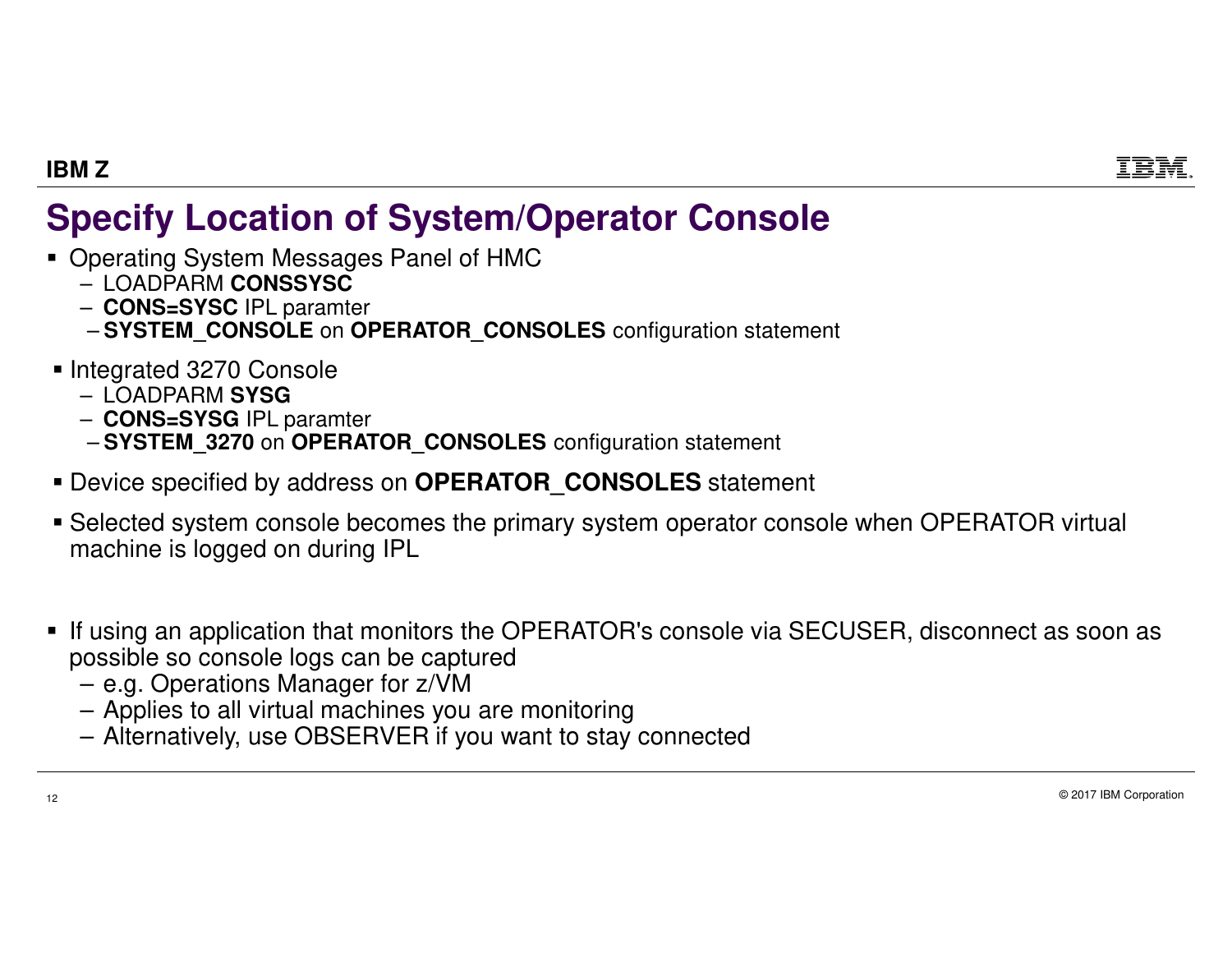# Specify Location of System/Operator Console

- Operating System Messages Panel of HMC
  - LOADPARM **CONSSYSC**
  - **CONS=SYSC** IPL paramter
  - **SYSTEM_CONSOLE** on **OPERATOR_CONSOLES** configuration statement
- Integrated 3270 Console
  - LOADPARM **SYSG**
  - **CONS=SYSG** IPL paramter
  - **SYSTEM_3270** on **OPERATOR_CONSOLES** configuration statement
- Device specified by address on **OPERATOR_CONSOLES** statement
- Selected system console becomes the primary system operator console when OPERATOR virtual machine is logged on during IPL
- If using an application that monitors the OPERATOR's console via SECUSER, disconnect as soon as possible so console logs can be captured
  - e.g. Operations Manager for z/VM
  - Applies to all virtual machines you are monitoring
  - Alternatively, use OBSERVER if you want to stay connected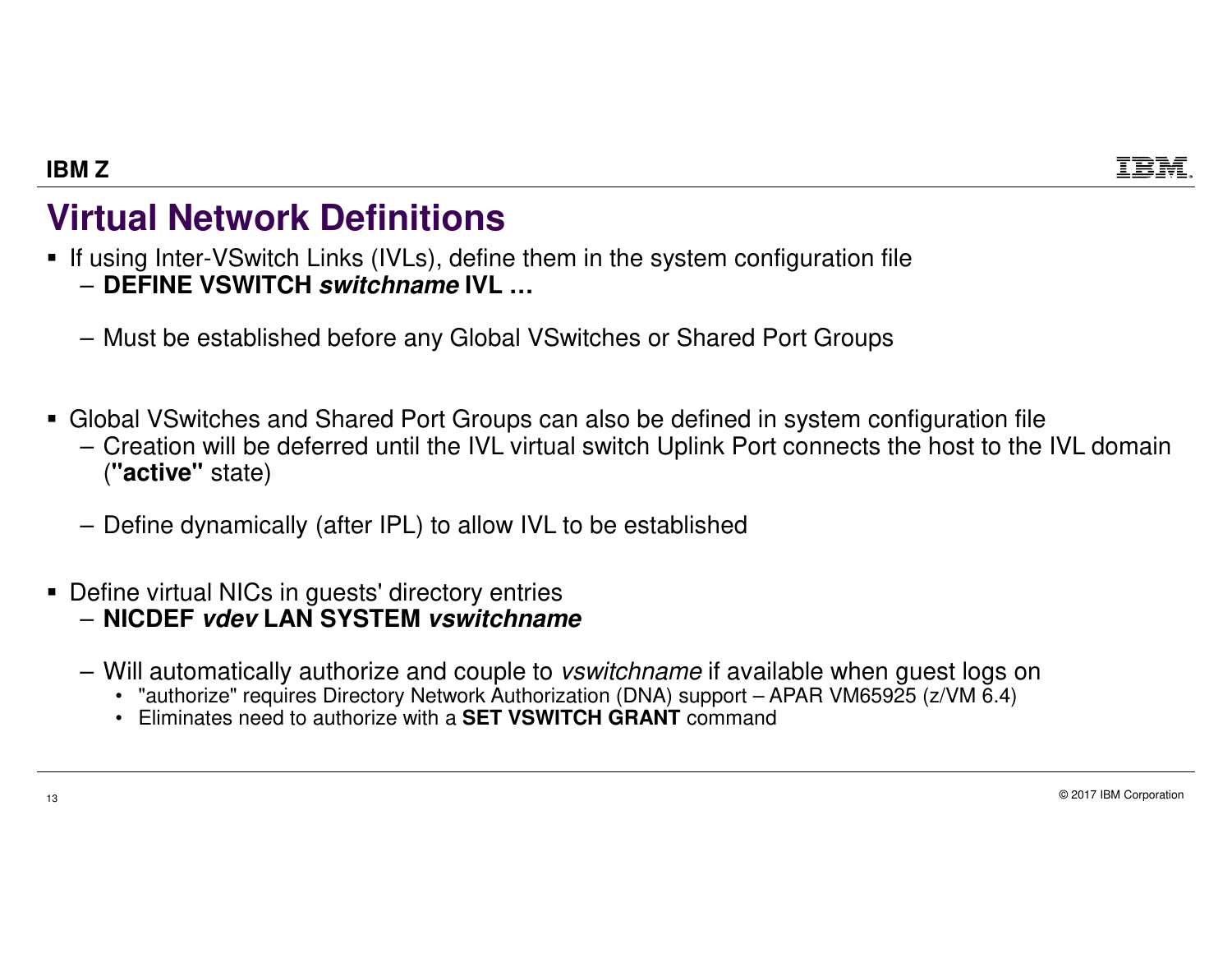# Virtual Network Definitions

- If using Inter-VSwitch Links (IVLs), define them in the system configuration file
  - **DEFINE VSWITCH *switchname* IVL …**
  - Must be established before any Global VSwitches or Shared Port Groups

- Global VSwitches and Shared Port Groups can also be defined in system configuration file
  - Creation will be deferred until the IVL virtual switch Uplink Port connects the host to the IVL domain (**"active"** state)
  - Define dynamically (after IPL) to allow IVL to be established

- Define virtual NICs in guests' directory entries
  - **NICDEF *vdev* LAN SYSTEM *vswitchname***
  - Will automatically authorize and couple to *vswitchname* if available when guest logs on
    - "authorize" requires Directory Network Authorization (DNA) support – APAR VM65925 (z/VM 6.4)
    - Eliminates need to authorize with a **SET VSWITCH GRANT** command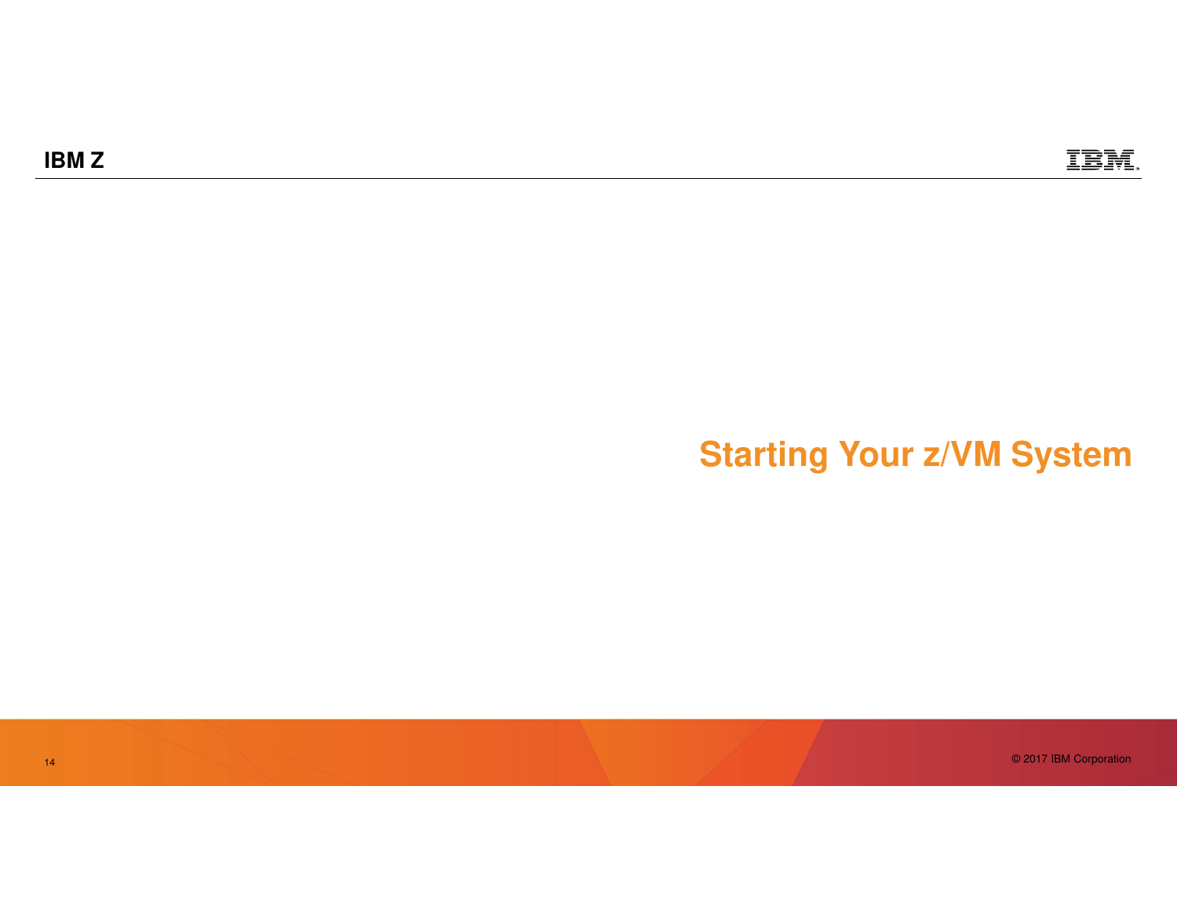# Starting Your z/VM System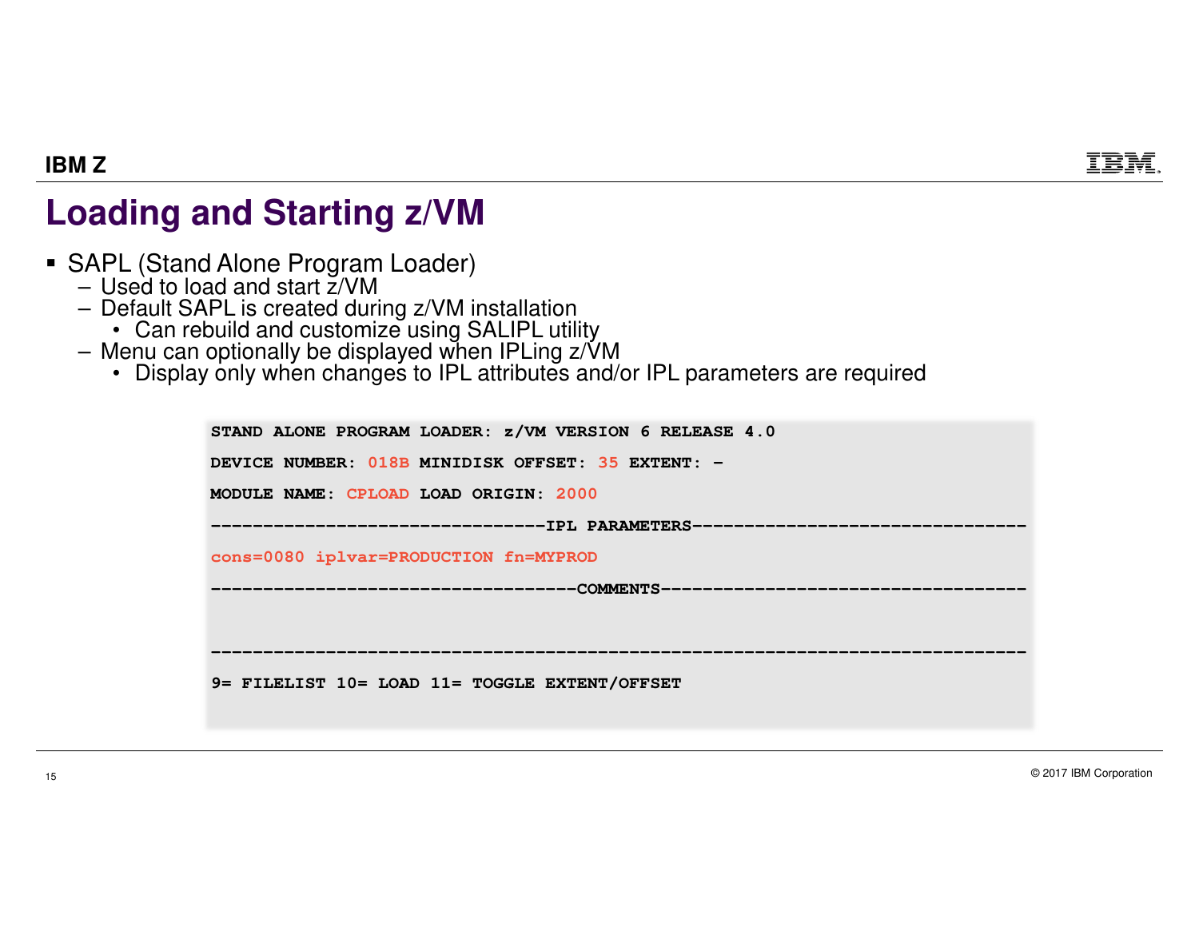# Loading and Starting z/VM

- SAPL (Stand Alone Program Loader)
  - Used to load and start z/VM
  - Default SAPL is created during z/VM installation
    - Can rebuild and customize using SALIPL utility
  - Menu can optionally be displayed when IPLing z/VM
    - Display only when changes to IPL attributes and/or IPL parameters are required

```
STAND ALONE PROGRAM LOADER: z/VM VERSION 6 RELEASE 4.0

DEVICE NUMBER: 018B MINIDISK OFFSET: 35 EXTENT: -

MODULE NAME: CPLOAD LOAD ORIGIN: 2000

--------------------------------IPL PARAMETERS--------------------------------

cons=0080 iplvar=PRODUCTION fn=MYPROD

-----------------------------------COMMENTS-----------------------------------


------------------------------------------------------------------------------

9= FILELIST 10= LOAD 11= TOGGLE EXTENT/OFFSET
```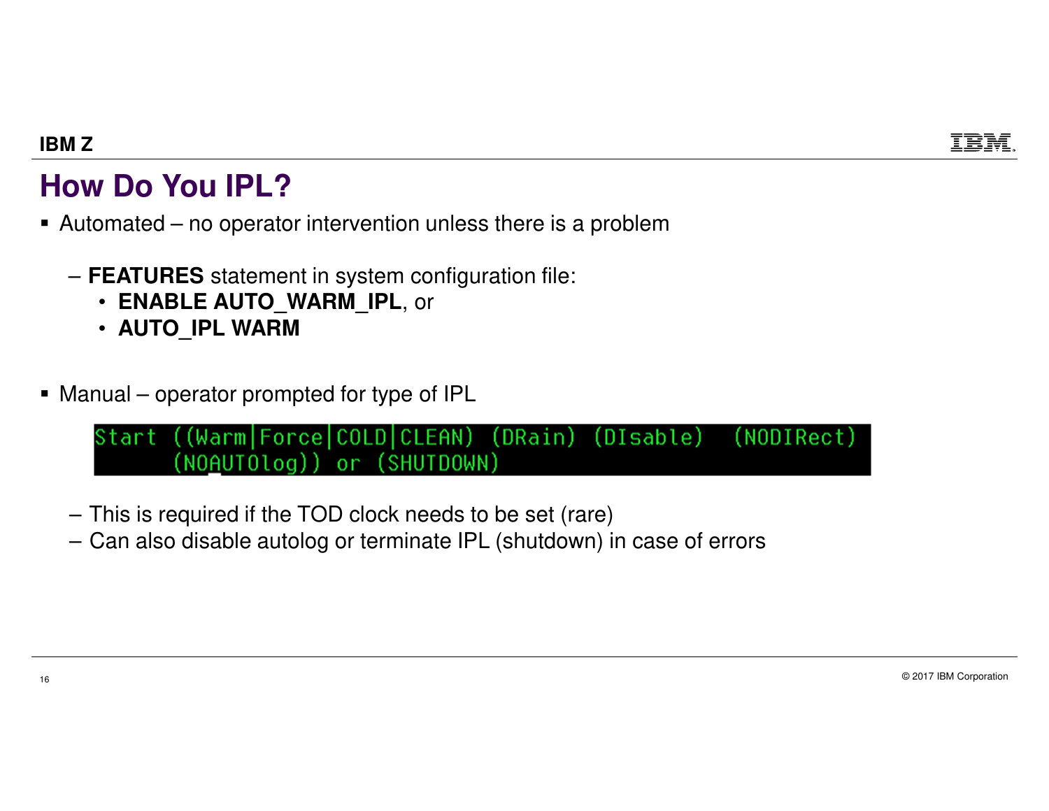# How Do You IPL?

- Automated – no operator intervention unless there is a problem
  - **FEATURES** statement in system configuration file:
    - **ENABLE AUTO_WARM_IPL**, or
    - **AUTO_IPL WARM**
- Manual – operator prompted for type of IPL

```
Start ((Warm|Force|COLD|CLEAN) (DRain) (DIsable)  (NODIRect)
      (NOAUTOlog)) or (SHUTDOWN)
```

  - This is required if the TOD clock needs to be set (rare)
  - Can also disable autolog or terminate IPL (shutdown) in case of errors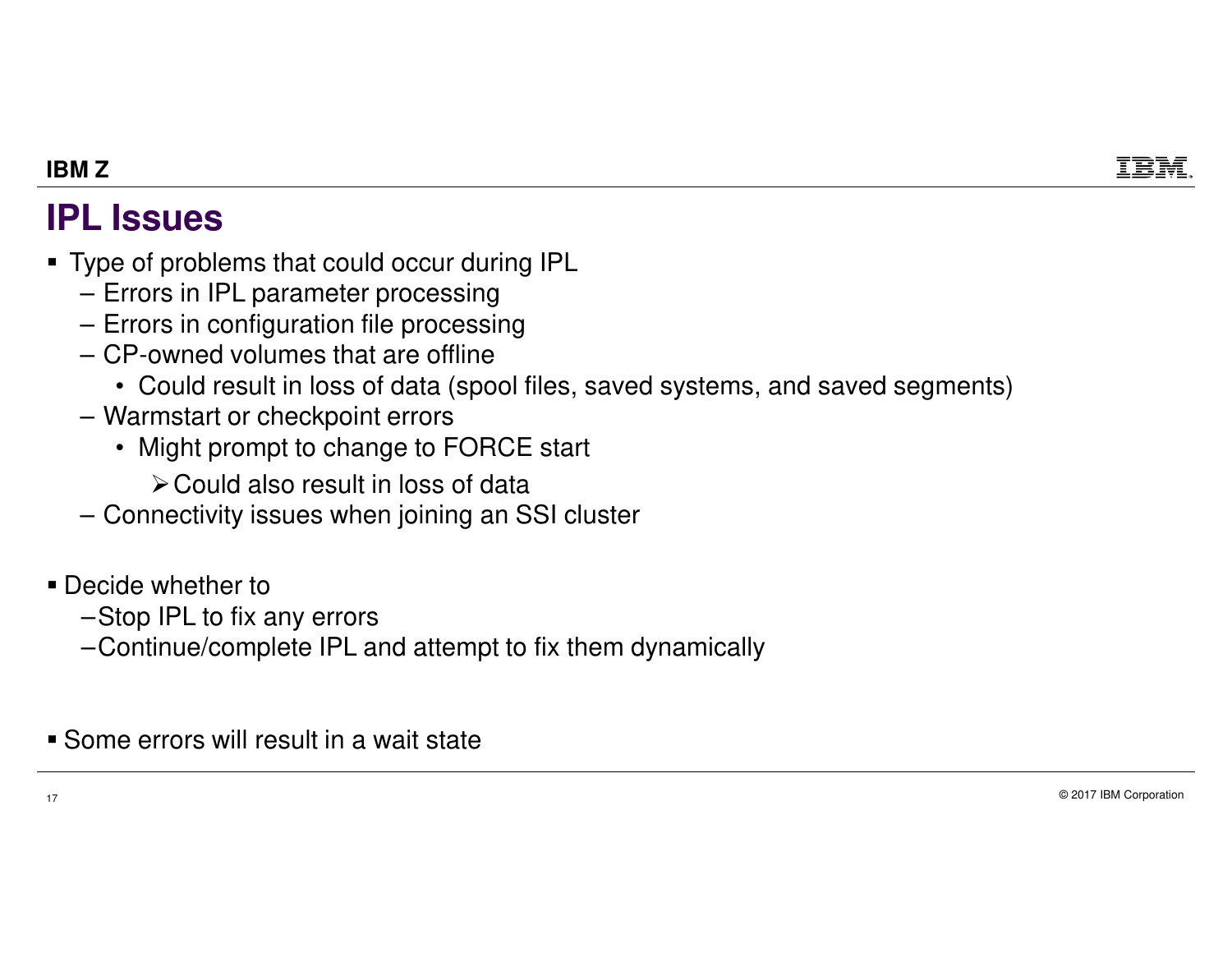# IPL Issues

- Type of problems that could occur during IPL
  - Errors in IPL parameter processing
  - Errors in configuration file processing
  - CP-owned volumes that are offline
    - Could result in loss of data (spool files, saved systems, and saved segments)
  - Warmstart or checkpoint errors
    - Might prompt to change to FORCE start
      - Could also result in loss of data
  - Connectivity issues when joining an SSI cluster

- Decide whether to
  - Stop IPL to fix any errors
  - Continue/complete IPL and attempt to fix them dynamically

- Some errors will result in a wait state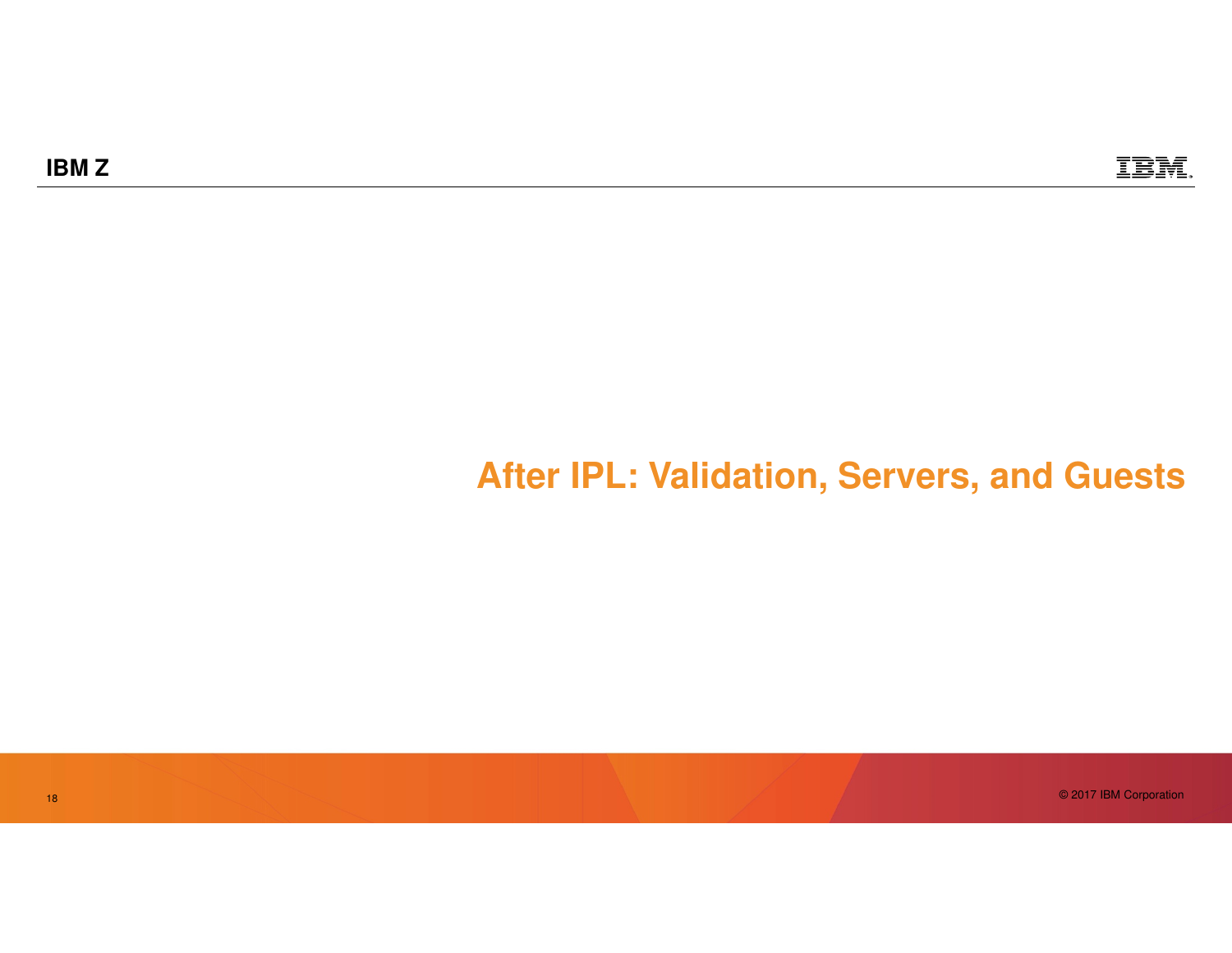# After IPL: Validation, Servers, and Guests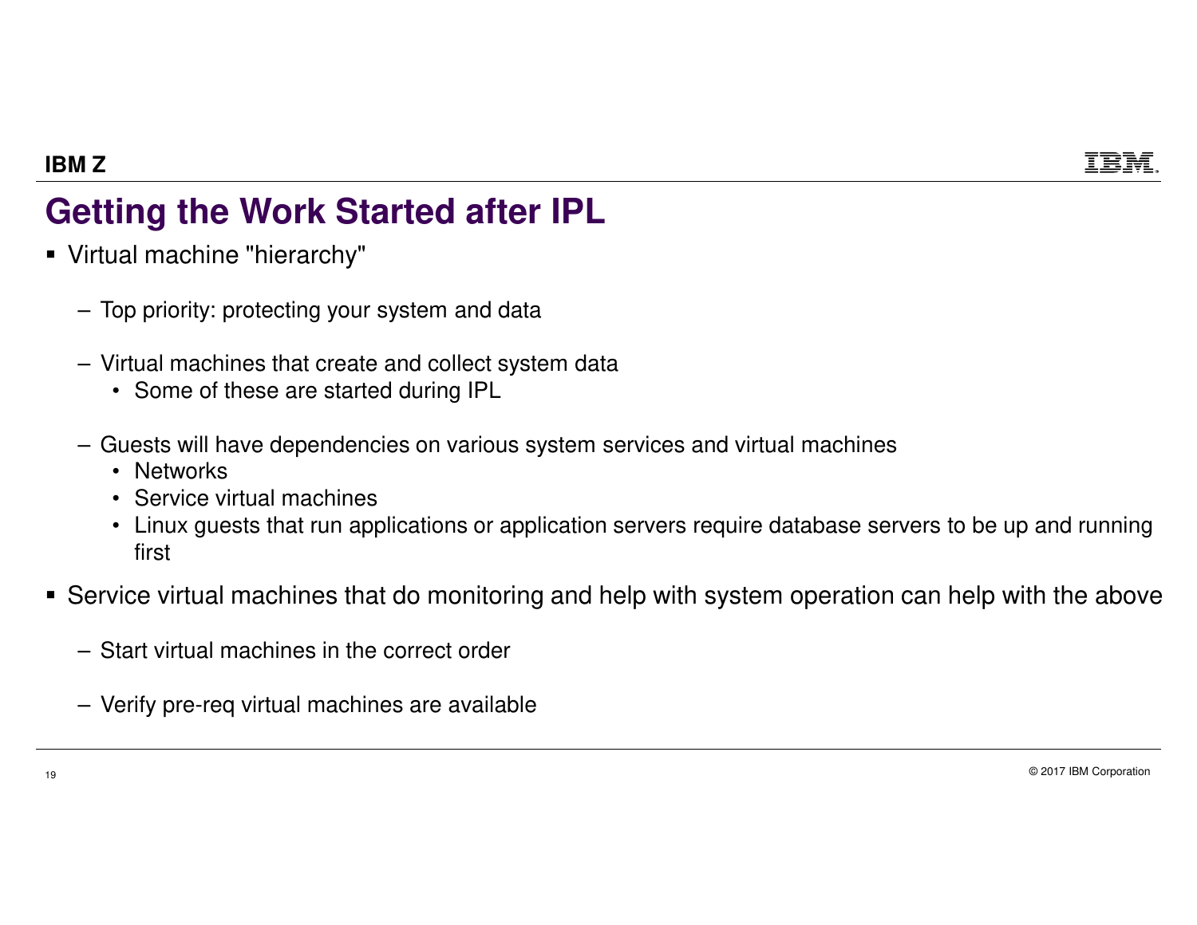# Getting the Work Started after IPL

- Virtual machine "hierarchy"
  - Top priority: protecting your system and data
  - Virtual machines that create and collect system data
    - Some of these are started during IPL
  - Guests will have dependencies on various system services and virtual machines
    - Networks
    - Service virtual machines
    - Linux guests that run applications or application servers require database servers to be up and running first
- Service virtual machines that do monitoring and help with system operation can help with the above
  - Start virtual machines in the correct order
  - Verify pre-req virtual machines are available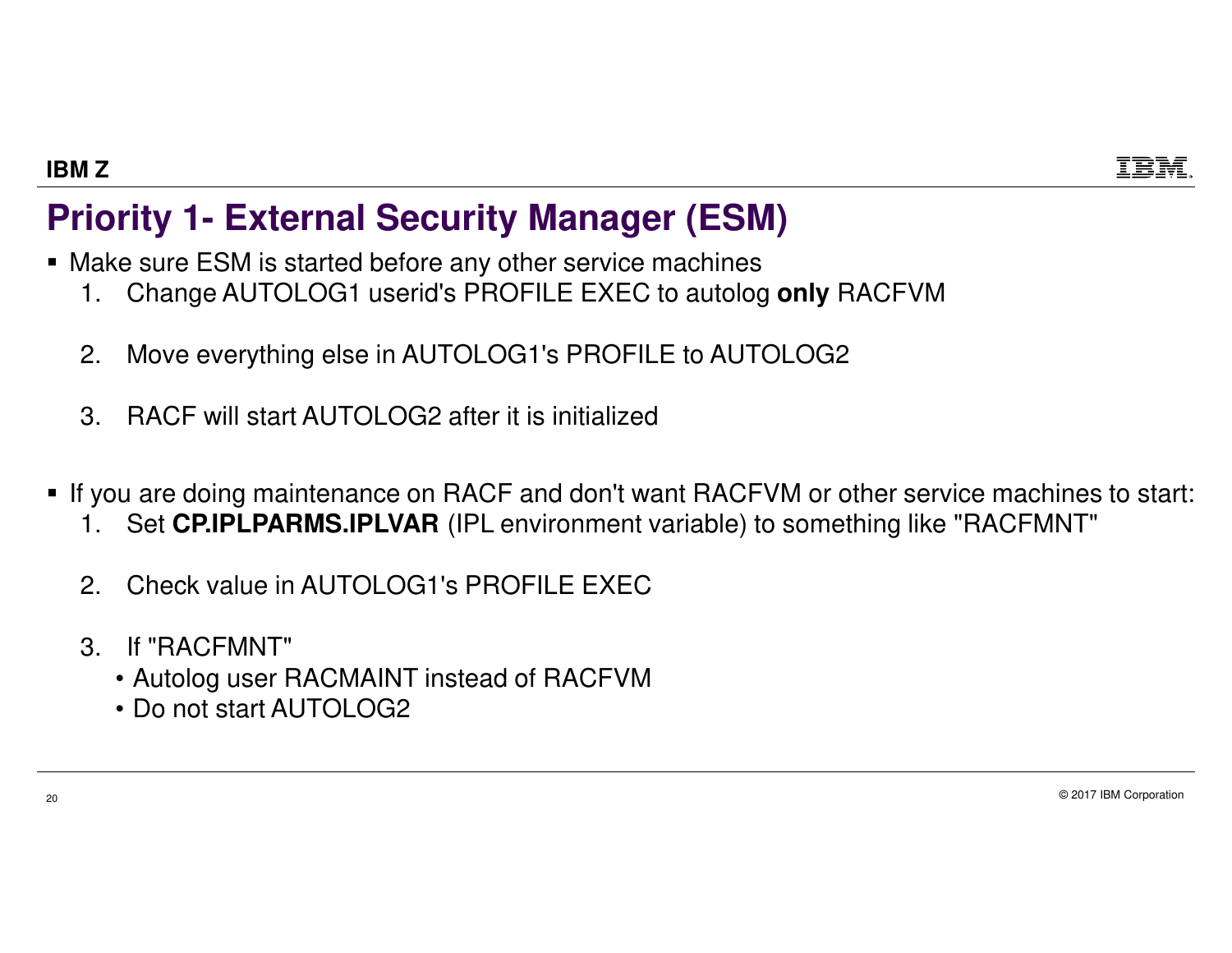# Priority 1- External Security Manager (ESM)

- Make sure ESM is started before any other service machines
  1. Change AUTOLOG1 userid's PROFILE EXEC to autolog **only** RACFVM
  2. Move everything else in AUTOLOG1's PROFILE to AUTOLOG2
  3. RACF will start AUTOLOG2 after it is initialized

- If you are doing maintenance on RACF and don't want RACFVM or other service machines to start:
  1. Set **CP.IPLPARMS.IPLVAR** (IPL environment variable) to something like "RACFMNT"
  2. Check value in AUTOLOG1's PROFILE EXEC
  3. If "RACFMNT"
     - Autolog user RACMAINT instead of RACFVM
     - Do not start AUTOLOG2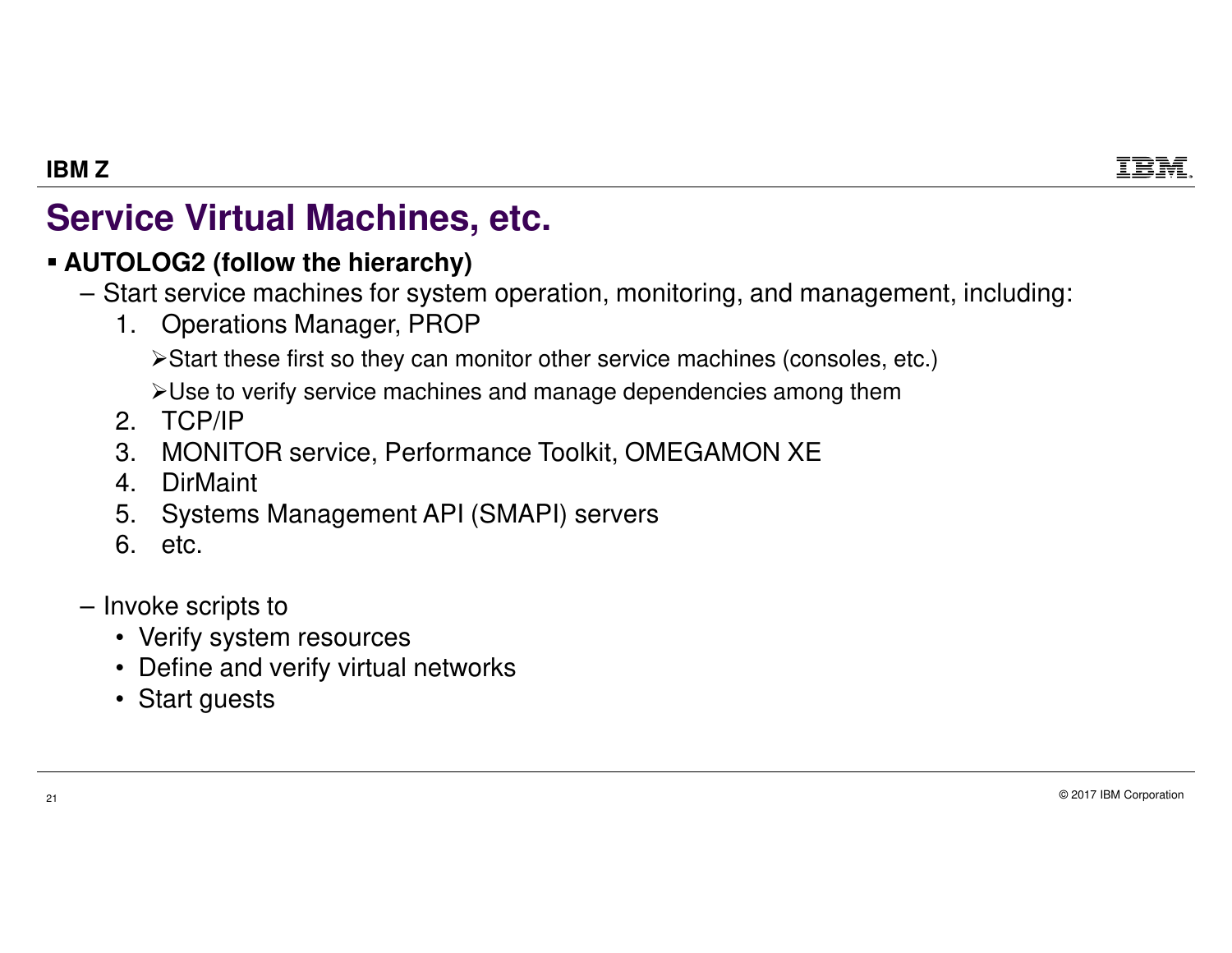# Service Virtual Machines, etc.

- **AUTOLOG2 (follow the hierarchy)**
  - Start service machines for system operation, monitoring, and management, including:
    1. Operations Manager, PROP
       - Start these first so they can monitor other service machines (consoles, etc.)
       - Use to verify service machines and manage dependencies among them
    2. TCP/IP
    3. MONITOR service, Performance Toolkit, OMEGAMON XE
    4. DirMaint
    5. Systems Management API (SMAPI) servers
    6. etc.
  - Invoke scripts to
    - Verify system resources
    - Define and verify virtual networks
    - Start guests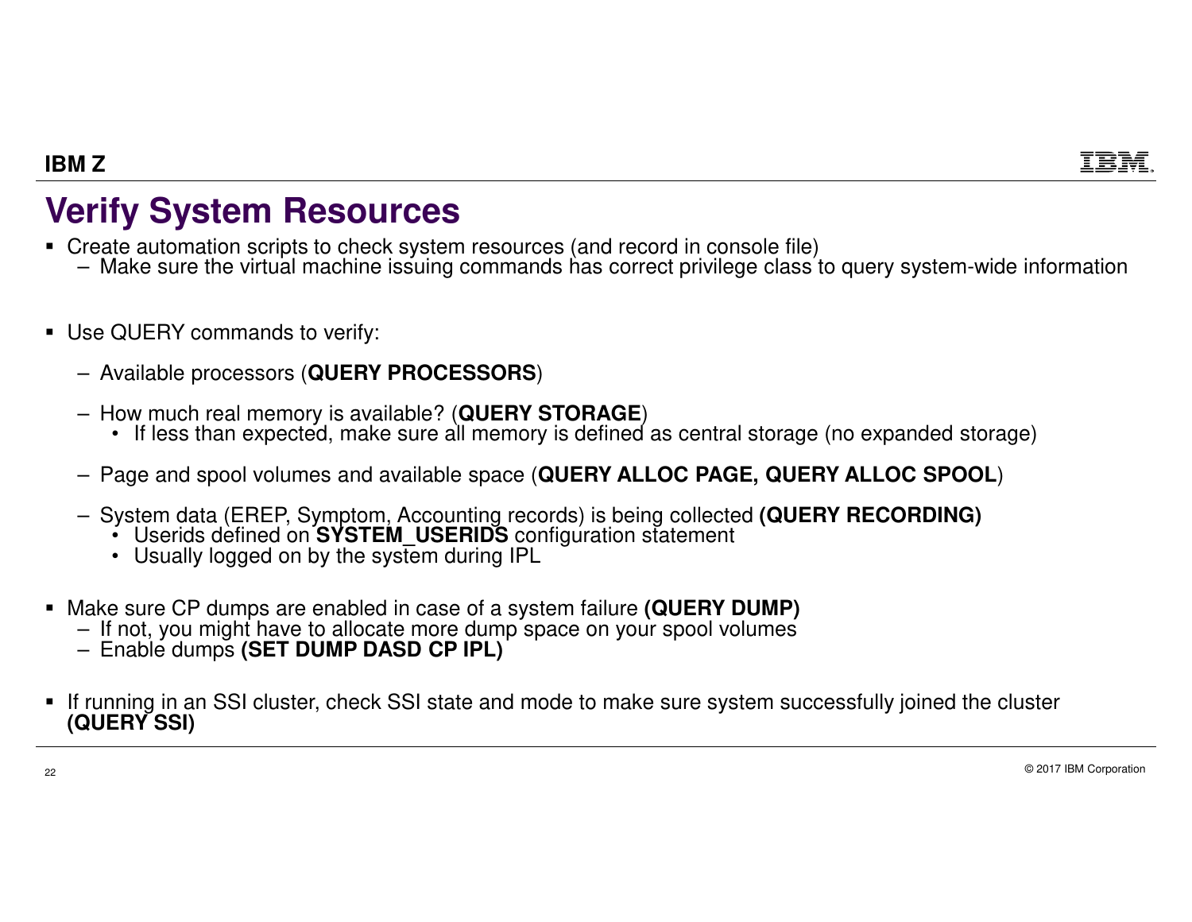# Verify System Resources

- Create automation scripts to check system resources (and record in console file)
  - Make sure the virtual machine issuing commands has correct privilege class to query system-wide information

- Use QUERY commands to verify:
  - Available processors (**QUERY PROCESSORS**)
  - How much real memory is available? (**QUERY STORAGE**)
    - If less than expected, make sure all memory is defined as central storage (no expanded storage)
  - Page and spool volumes and available space (**QUERY ALLOC PAGE, QUERY ALLOC SPOOL**)
  - System data (EREP, Symptom, Accounting records) is being collected **(QUERY RECORDING)**
    - Userids defined on **SYSTEM_USERIDS** configuration statement
    - Usually logged on by the system during IPL

- Make sure CP dumps are enabled in case of a system failure **(QUERY DUMP)**
  - If not, you might have to allocate more dump space on your spool volumes
  - Enable dumps **(SET DUMP DASD CP IPL)**

- If running in an SSI cluster, check SSI state and mode to make sure system successfully joined the cluster **(QUERY SSI)**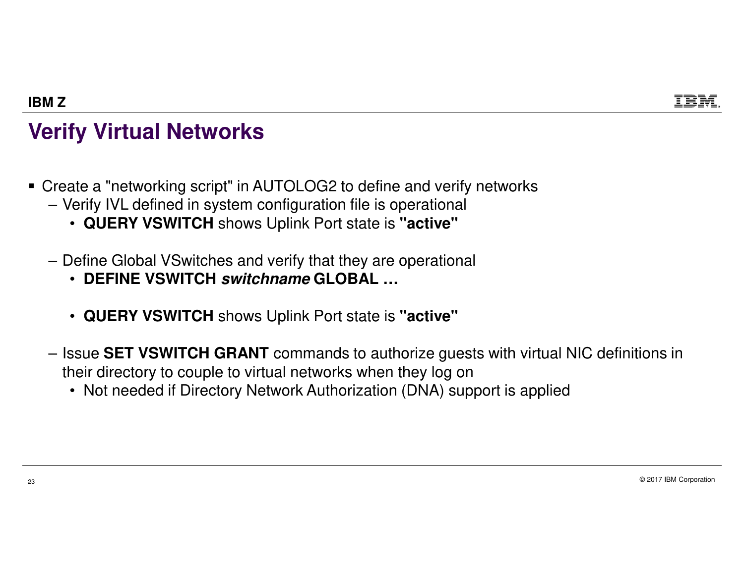# Verify Virtual Networks

- Create a "networking script" in AUTOLOG2 to define and verify networks
  - Verify IVL defined in system configuration file is operational
    - **QUERY VSWITCH** shows Uplink Port state is **"active"**
  - Define Global VSwitches and verify that they are operational
    - **DEFINE VSWITCH *switchname* GLOBAL …**
    - **QUERY VSWITCH** shows Uplink Port state is **"active"**
  - Issue **SET VSWITCH GRANT** commands to authorize guests with virtual NIC definitions in their directory to couple to virtual networks when they log on
    - Not needed if Directory Network Authorization (DNA) support is applied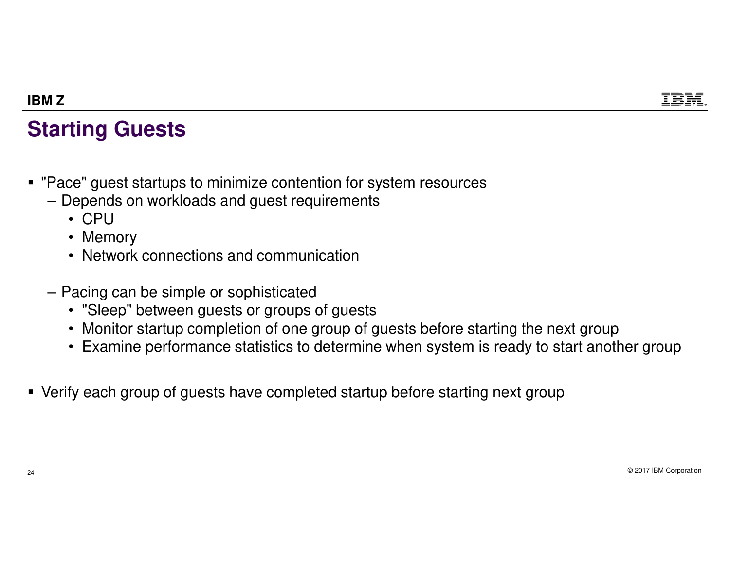# Starting Guests

- "Pace" guest startups to minimize contention for system resources
  - Depends on workloads and guest requirements
    - CPU
    - Memory
    - Network connections and communication
  - Pacing can be simple or sophisticated
    - "Sleep" between guests or groups of guests
    - Monitor startup completion of one group of guests before starting the next group
    - Examine performance statistics to determine when system is ready to start another group
- Verify each group of guests have completed startup before starting next group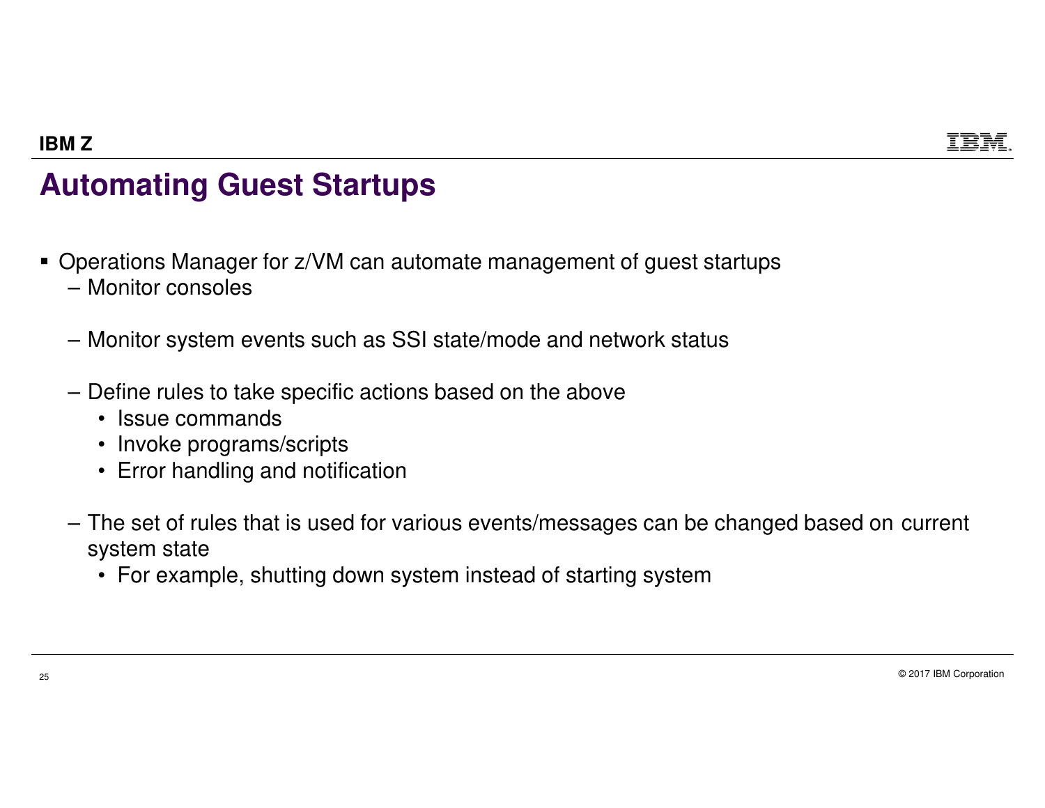# Automating Guest Startups

- Operations Manager for z/VM can automate management of guest startups
  - Monitor consoles
  - Monitor system events such as SSI state/mode and network status
  - Define rules to take specific actions based on the above
    - Issue commands
    - Invoke programs/scripts
    - Error handling and notification
  - The set of rules that is used for various events/messages can be changed based on current system state
    - For example, shutting down system instead of starting system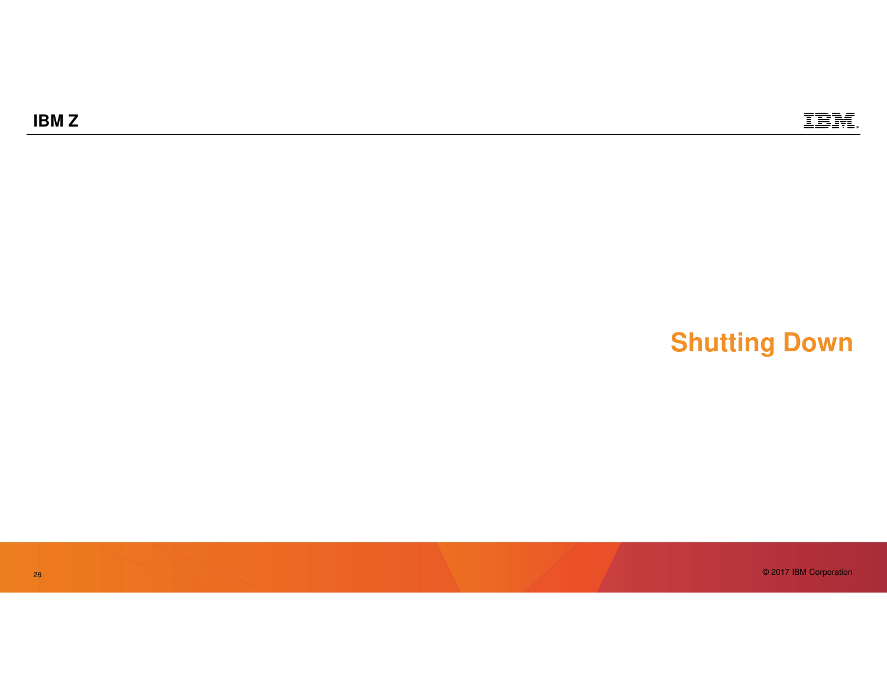# Shutting Down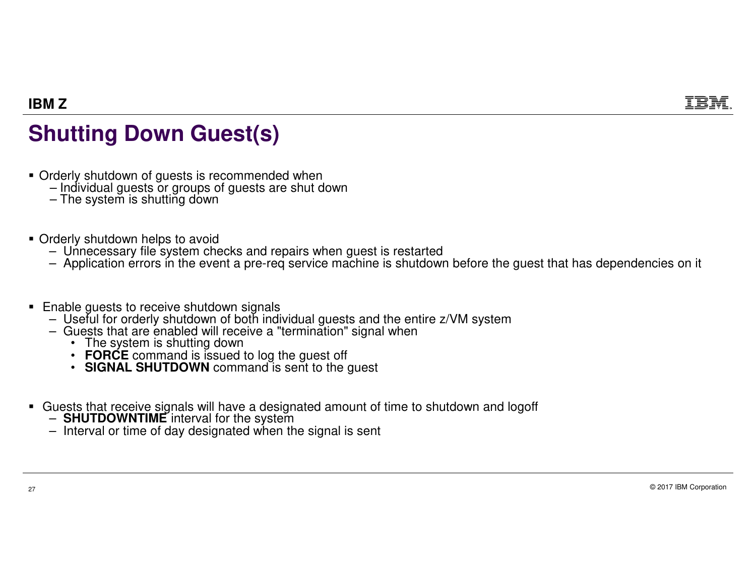# Shutting Down Guest(s)

- Orderly shutdown of guests is recommended when
  - Individual guests or groups of guests are shut down
  - The system is shutting down

- Orderly shutdown helps to avoid
  - Unnecessary file system checks and repairs when guest is restarted
  - Application errors in the event a pre-req service machine is shutdown before the guest that has dependencies on it

- Enable guests to receive shutdown signals
  - Useful for orderly shutdown of both individual guests and the entire z/VM system
  - Guests that are enabled will receive a "termination" signal when
    - The system is shutting down
    - **FORCE** command is issued to log the guest off
    - **SIGNAL SHUTDOWN** command is sent to the guest

- Guests that receive signals will have a designated amount of time to shutdown and logoff
  - **SHUTDOWNTIME** interval for the system
  - Interval or time of day designated when the signal is sent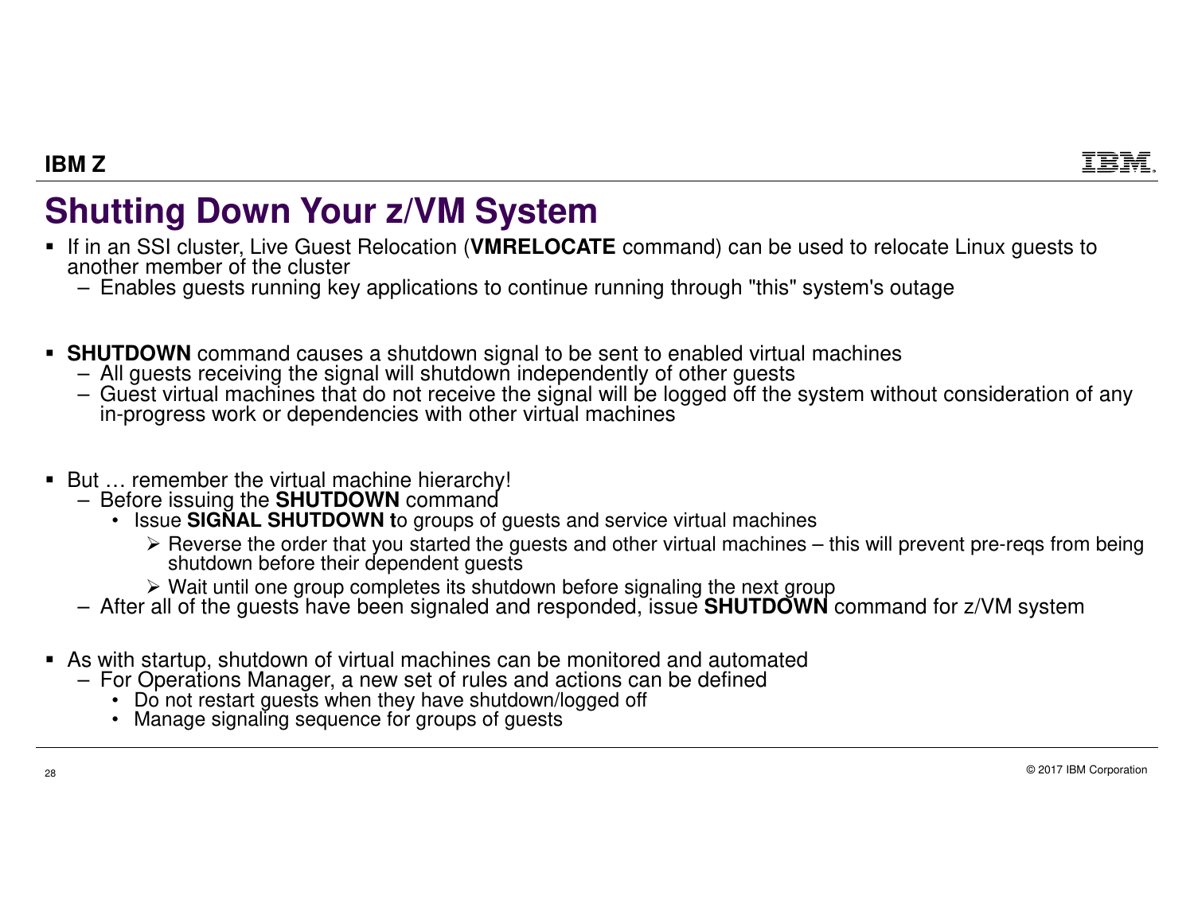# Shutting Down Your z/VM System

- If in an SSI cluster, Live Guest Relocation (**VMRELOCATE** command) can be used to relocate Linux guests to another member of the cluster
  - Enables guests running key applications to continue running through "this" system's outage

- **SHUTDOWN** command causes a shutdown signal to be sent to enabled virtual machines
  - All guests receiving the signal will shutdown independently of other guests
  - Guest virtual machines that do not receive the signal will be logged off the system without consideration of any in-progress work or dependencies with other virtual machines

- But … remember the virtual machine hierarchy!
  - Before issuing the **SHUTDOWN** command
    - Issue **SIGNAL SHUTDOWN t**o groups of guests and service virtual machines
      - Reverse the order that you started the guests and other virtual machines – this will prevent pre-reqs from being shutdown before their dependent guests
      - Wait until one group completes its shutdown before signaling the next group
  - After all of the guests have been signaled and responded, issue **SHUTDOWN** command for z/VM system

- As with startup, shutdown of virtual machines can be monitored and automated
  - For Operations Manager, a new set of rules and actions can be defined
    - Do not restart guests when they have shutdown/logged off
    - Manage signaling sequence for groups of guests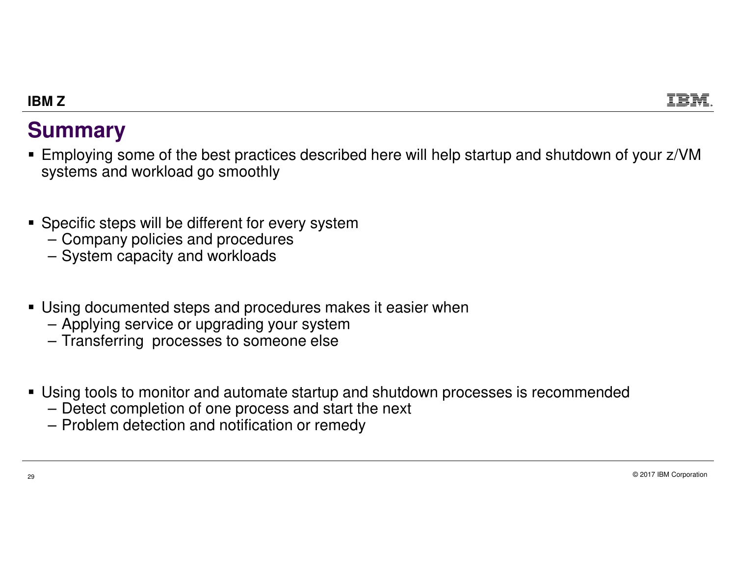# Summary

- Employing some of the best practices described here will help startup and shutdown of your z/VM systems and workload go smoothly

- Specific steps will be different for every system
  - Company policies and procedures
  - System capacity and workloads

- Using documented steps and procedures makes it easier when
  - Applying service or upgrading your system
  - Transferring processes to someone else

- Using tools to monitor and automate startup and shutdown processes is recommended
  - Detect completion of one process and start the next
  - Problem detection and notification or remedy